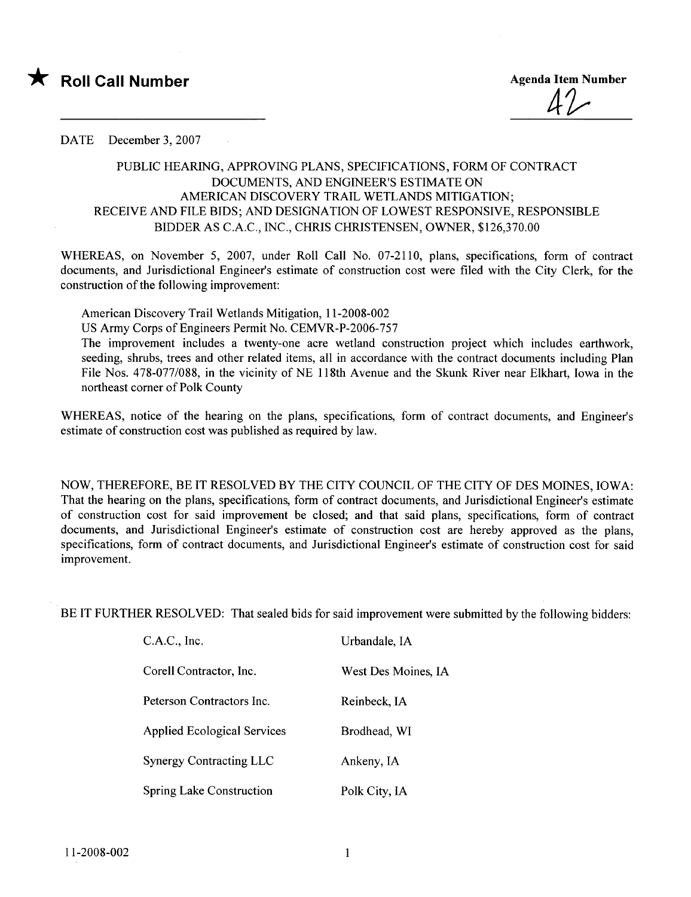★ **Roll Call Number**

**Agenda Item Number**

42

DATE December 3, 2007

PUBLIC HEARING, APPROVING PLANS, SPECIFICATIONS, FORM OF CONTRACT DOCUMENTS, AND ENGINEER'S ESTIMATE ON AMERICAN DISCOVERY TRAIL WETLANDS MITIGATION; RECEIVE AND FILE BIDS; AND DESIGNATION OF LOWEST RESPONSIVE, RESPONSIBLE BIDDER AS C.A.C., INC., CHRIS CHRISTENSEN, OWNER, $126,370.00

WHEREAS, on November 5, 2007, under Roll Call No. 07-2110, plans, specifications, form of contract documents, and Jurisdictional Engineer's estimate of construction cost were filed with the City Clerk, for the construction of the following improvement:

American Discovery Trail Wetlands Mitigation, 11-2008-002
US Army Corps of Engineers Permit No. CEMVR-P-2006-757
The improvement includes a twenty-one acre wetland construction project which includes earthwork, seeding, shrubs, trees and other related items, all in accordance with the contract documents including Plan File Nos. 478-077/088, in the vicinity of NE 118th Avenue and the Skunk River near Elkhart, Iowa in the northeast corner of Polk County

WHEREAS, notice of the hearing on the plans, specifications, form of contract documents, and Engineer's estimate of construction cost was published as required by law.

NOW, THEREFORE, BE IT RESOLVED BY THE CITY COUNCIL OF THE CITY OF DES MOINES, IOWA: That the hearing on the plans, specifications, form of contract documents, and Jurisdictional Engineer's estimate of construction cost for said improvement be closed; and that said plans, specifications, form of contract documents, and Jurisdictional Engineer's estimate of construction cost are hereby approved as the plans, specifications, form of contract documents, and Jurisdictional Engineer's estimate of construction cost for said improvement.

BE IT FURTHER RESOLVED: That sealed bids for said improvement were submitted by the following bidders:

| | |
|---|---|
| C.A.C., Inc. | Urbandale, IA |
| Corell Contractor, Inc. | West Des Moines, IA |
| Peterson Contractors Inc. | Reinbeck, IA |
| Applied Ecological Services | Brodhead, WI |
| Synergy Contracting LLC | Ankeny, IA |
| Spring Lake Construction | Polk City, IA |

11-2008-002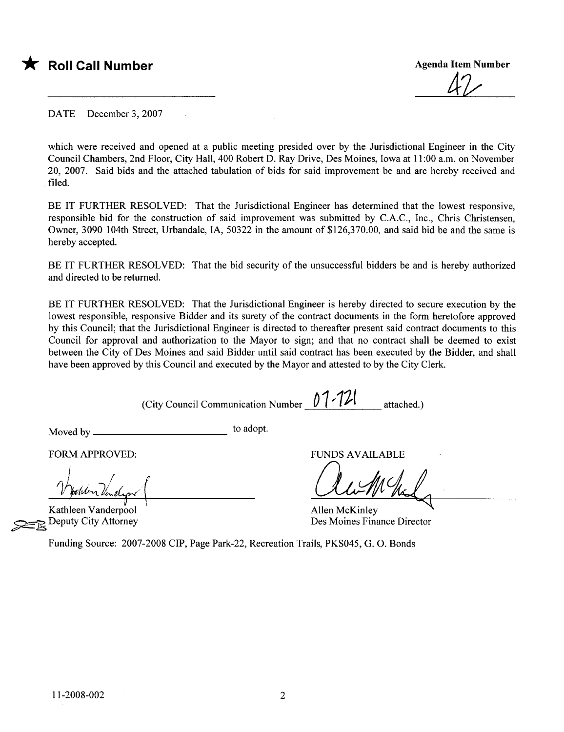★ **Roll Call Number**

**Agenda Item Number**

42

DATE December 3, 2007

which were received and opened at a public meeting presided over by the Jurisdictional Engineer in the City Council Chambers, 2nd Floor, City Hall, 400 Robert D. Ray Drive, Des Moines, Iowa at 11:00 a.m. on November 20, 2007. Said bids and the attached tabulation of bids for said improvement be and are hereby received and filed.

BE IT FURTHER RESOLVED: That the Jurisdictional Engineer has determined that the lowest responsive, responsible bid for the construction of said improvement was submitted by C.A.C., Inc., Chris Christensen, Owner, 3090 104th Street, Urbandale, IA, 50322 in the amount of $126,370.00, and said bid be and the same is hereby accepted.

BE IT FURTHER RESOLVED: That the bid security of the unsuccessful bidders be and is hereby authorized and directed to be returned.

BE IT FURTHER RESOLVED: That the Jurisdictional Engineer is hereby directed to secure execution by the lowest responsible, responsive Bidder and its surety of the contract documents in the form heretofore approved by this Council; that the Jurisdictional Engineer is directed to thereafter present said contract documents to this Council for approval and authorization to the Mayor to sign; and that no contract shall be deemed to exist between the City of Des Moines and said Bidder until said contract has been executed by the Bidder, and shall have been approved by this Council and executed by the Mayor and attested to by the City Clerk.

(City Council Communication Number 07-721 attached.)

Moved by ______________________ to adopt.

FORM APPROVED:

Kathleen Vanderpool
Deputy City Attorney

FUNDS AVAILABLE

Allen McKinley
Des Moines Finance Director

Funding Source: 2007-2008 CIP, Page Park-22, Recreation Trails, PKS045, G. O. Bonds

11-2008-002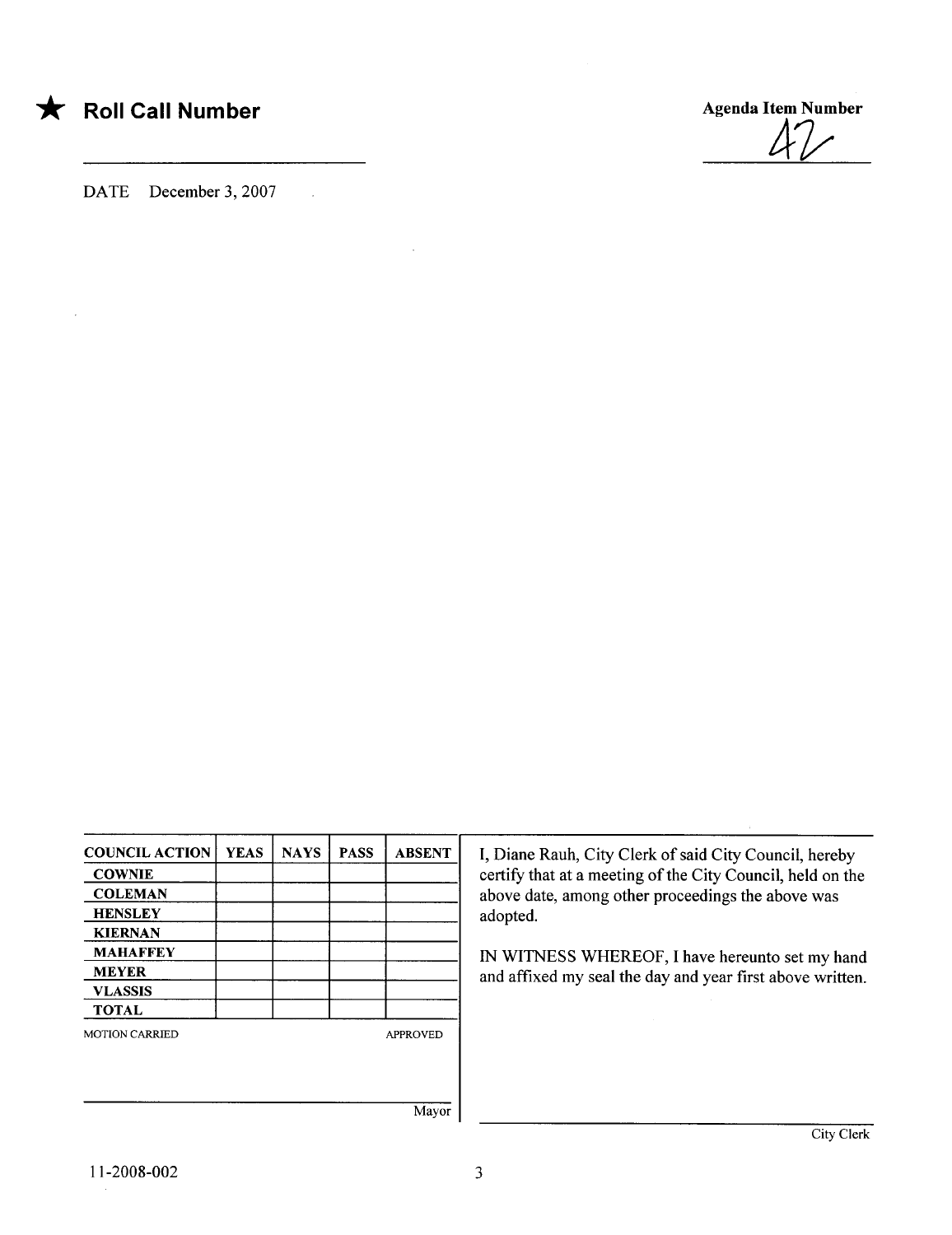★ **Roll Call Number** ____________

**Agenda Item Number**

42

DATE December 3, 2007

| COUNCIL ACTION | YEAS | NAYS | PASS | ABSENT |
|---|---|---|---|---|
| COWNIE | | | | |
| COLEMAN | | | | |
| HENSLEY | | | | |
| KIERNAN | | | | |
| MAHAFFEY | | | | |
| MEYER | | | | |
| VLASSIS | | | | |
| TOTAL | | | | |

MOTION CARRIED APPROVED

____________________
Mayor

I, Diane Rauh, City Clerk of said City Council, hereby certify that at a meeting of the City Council, held on the above date, among other proceedings the above was adopted.

IN WITNESS WHEREOF, I have hereunto set my hand and affixed my seal the day and year first above written.

____________________
City Clerk

11-2008-002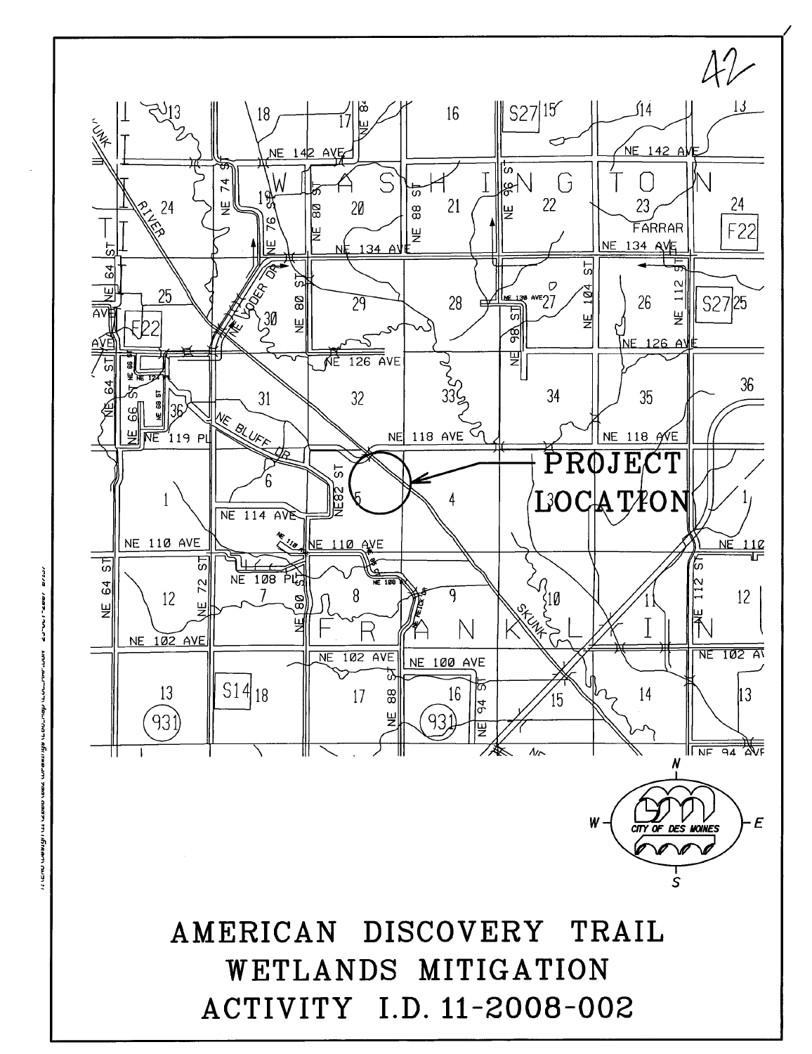# AMERICAN DISCOVERY TRAIL WETLANDS MITIGATION ACTIVITY I.D. 11-2008-002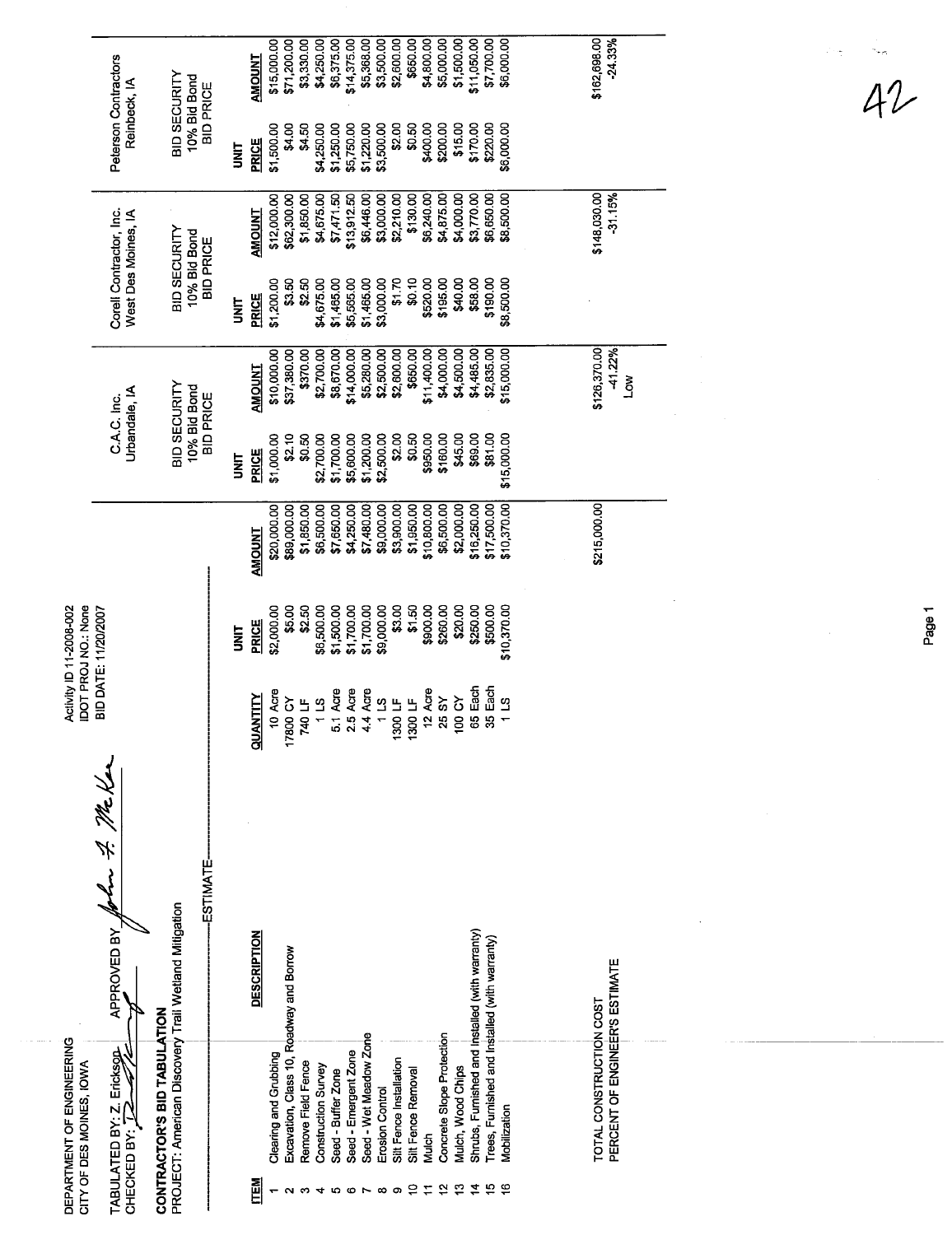DEPARTMENT OF ENGINEERING
CITY OF DES MOINES, IOWA

Activity ID 11-2008-002
IDOT PROJ NO.: None
BID DATE: 11/20/2007

TABULATED BY: Z. Erickson APPROVED BY: John F. McKee
CHECKED BY:

**CONTRACTOR'S BID TABULATION**
PROJECT: American Discovery Trail Wetland Mitigation

| | | ESTIMATE | | | C.A.C. Inc. Urbandale, IA | | Corell Contractor, Inc. West Des Moines, IA | | Peterson Contractors Reinbeck, IA | |
|---|---|---|---|---|---|---|---|---|---|---|
| | | | | | BID SECURITY 10% Bid Bond BID PRICE | | BID SECURITY 10% Bid Bond BID PRICE | | BID SECURITY 10% Bid Bond BID PRICE | |
| **ITEM** | **DESCRIPTION** | **QUANTITY** | **UNIT PRICE** | **AMOUNT** | **UNIT PRICE** | **AMOUNT** | **UNIT PRICE** | **AMOUNT** | **UNIT PRICE** | **AMOUNT** |
| 1 | Clearing and Grubbing | 10 Acre | $2,000.00 | $20,000.00 | $1,000.00 | $10,000.00 | $1,200.00 | $12,000.00 | $1,500.00 | $15,000.00 |
| 2 | Excavation, Class 10, Roadway and Borrow | 17800 CY | $5.00 | $89,000.00 | $2.10 | $37,380.00 | $3.50 | $62,300.00 | $4.00 | $71,200.00 |
| 3 | Remove Field Fence | 740 LF | $2.50 | $1,850.00 | $0.50 | $370.00 | $2.50 | $1,850.00 | $4.50 | $3,330.00 |
| 4 | Construction Survey | 1 LS | $6,500.00 | $6,500.00 | $2,700.00 | $2,700.00 | $4,675.00 | $4,675.00 | $4,250.00 | $4,250.00 |
| 5 | Seed - Buffer Zone | 5.1 Acre | $1,500.00 | $7,650.00 | $1,700.00 | $8,670.00 | $1,465.00 | $7,471.50 | $1,250.00 | $6,375.00 |
| 6 | Seed - Emergent Zone | 2.5 Acre | $1,700.00 | $4,250.00 | $5,600.00 | $14,000.00 | $5,565.00 | $13,912.50 | $5,750.00 | $14,375.00 |
| 7 | Seed - Wet Meadow Zone | 4.4 Acre | $1,700.00 | $7,480.00 | $1,200.00 | $5,280.00 | $1,465.00 | $6,446.00 | $1,220.00 | $5,368.00 |
| 8 | Erosion Control | 1 LS | $9,000.00 | $9,000.00 | $2,500.00 | $2,500.00 | $3,000.00 | $3,000.00 | $3,500.00 | $3,500.00 |
| 9 | Silt Fence Installation | 1300 LF | $3.00 | $3,900.00 | $2.00 | $2,600.00 | $1.70 | $2,210.00 | $2.00 | $2,600.00 |
| 10 | Silt Fence Removal | 1300 LF | $1.50 | $1,950.00 | $0.50 | $650.00 | $0.10 | $130.00 | $0.50 | $650.00 |
| 11 | Mulch | 12 Acre | $900.00 | $10,800.00 | $950.00 | $11,400.00 | $520.00 | $6,240.00 | $400.00 | $4,800.00 |
| 12 | Concrete Slope Protection | 25 SY | $260.00 | $6,500.00 | $160.00 | $4,000.00 | $195.00 | $4,875.00 | $200.00 | $5,000.00 |
| 13 | Mulch, Wood Chips | 100 CY | $20.00 | $2,000.00 | $45.00 | $4,500.00 | $40.00 | $4,000.00 | $15.00 | $1,500.00 |
| 14 | Shrubs, Furnished and Installed (with warranty) | 65 Each | $250.00 | $16,250.00 | $69.00 | $4,485.00 | $58.00 | $3,770.00 | $170.00 | $11,050.00 |
| 15 | Trees, Furnished and Installed (with warranty) | 35 Each | $500.00 | $17,500.00 | $81.00 | $2,835.00 | $190.00 | $6,650.00 | $220.00 | $7,700.00 |
| 16 | Mobilization | 1 LS | $10,370.00 | $10,370.00 | $15,000.00 | $15,000.00 | $8,500.00 | $8,500.00 | $6,000.00 | $6,000.00 |
| | TOTAL CONSTRUCTION COST | | | $215,000.00 | | $126,370.00 | | $148,030.00 | | $162,698.00 |
| | PERCENT OF ENGINEER'S ESTIMATE | | | | | -41.22% | | -31.15% | | -24.33% |
| | | | | | | Low | | | | |

42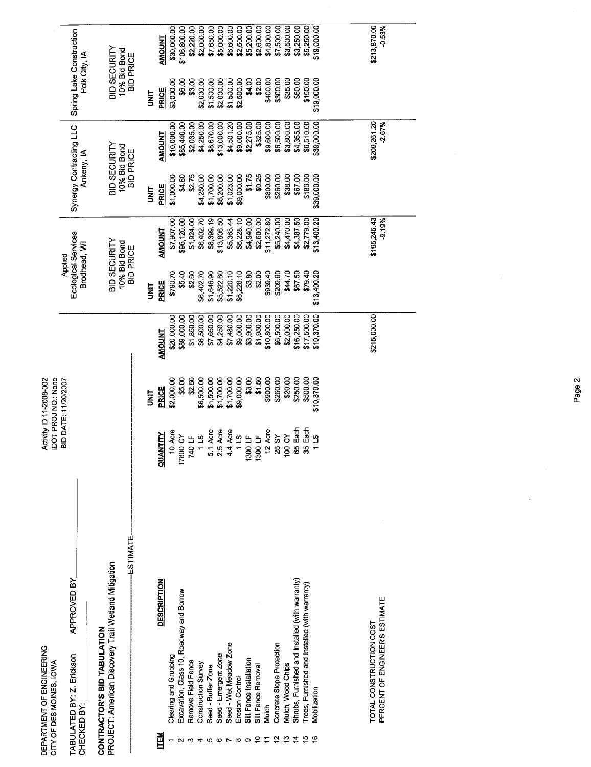DEPARTMENT OF ENGINEERING
CITY OF DES MOINES, IOWA

Activity ID 11-2008-002
IDOT PROJ NO.: None
BID DATE: 11/20/2007

TABULATED BY: Z. Erickson APPROVED BY:\_\_\_\_\_\_\_\_\_\_
CHECKED BY:\_\_\_\_\_\_\_\_\_\_

**CONTRACTOR'S BID TABULATION**
PROJECT: American Discovery Trail Wetland Mitigation

| | | | ESTIMATE | | Applied Ecological Services Brodhead, WI | | Synergy Contracting LLC Ankeny, IA | | Spring Lake Construction Polk City, IA | |
|---|---|---|---|---|---|---|---|---|---|---|
| | | | | | BID SECURITY 10% Bid Bond BID PRICE | | BID SECURITY 10% Bid Bond BID PRICE | | BID SECURITY 10% Bid Bond BID PRICE | |
| **ITEM** | **DESCRIPTION** | **QUANTITY** | **UNIT PRICE** | **AMOUNT** | **UNIT PRICE** | **AMOUNT** | **UNIT PRICE** | **AMOUNT** | **UNIT PRICE** | **AMOUNT** |
| 1 | Clearing and Grubbing | 10 Acre | $2,000.00 | $20,000.00 | $790.70 | $7,907.00 | $1,000.00 | $10,000.00 | $3,000.00 | $30,000.00 |
| 2 | Excavation, Class 10, Roadway and Borrow | 17800 CY | $5.00 | $89,000.00 | $5.40 | $96,120.00 | $4.80 | $85,440.00 | $6.00 | $106,800.00 |
| 3 | Remove Field Fence | 740 LF | $2.50 | $1,850.00 | $2.60 | $1,924.00 | $2.75 | $2,035.00 | $3.00 | $2,220.00 |
| 4 | Construction Survey | 1 LS | $6,500.00 | $6,500.00 | $6,402.70 | $6,402.70 | $4,250.00 | $4,250.00 | $2,000.00 | $2,000.00 |
| 5 | Seed - Buffer Zone | 5.1 Acre | $1,500.00 | $7,650.00 | $1,646.90 | $8,399.19 | $1,700.00 | $8,670.00 | $1,500.00 | $7,650.00 |
| 6 | Seed - Emergent Zone | 2.5 Acre | $1,700.00 | $4,250.00 | $5,522.60 | $13,806.50 | $5,200.00 | $13,000.00 | $2,000.00 | $5,000.00 |
| 7 | Seed - Wet Meadow Zone | 4.4 Acre | $1,700.00 | $7,480.00 | $1,220.10 | $5,368.44 | $1,023.00 | $4,501.20 | $1,500.00 | $6,600.00 |
| 8 | Erosion Control | 1 LS | $9,000.00 | $9,000.00 | $6,228.10 | $6,228.10 | $9,000.00 | $9,000.00 | $2,500.00 | $2,500.00 |
| 9 | Silt Fence Installation | 1300 LF | $3.00 | $3,900.00 | $3.80 | $4,940.00 | $1.75 | $2,275.00 | $4.00 | $5,200.00 |
| 10 | Silt Fence Removal | 1300 LF | $1.50 | $1,950.00 | $2.00 | $2,600.00 | $0.25 | $325.00 | $2.00 | $2,600.00 |
| 11 | Mulch | 12 Acre | $900.00 | $10,800.00 | $939.40 | $11,272.80 | $800.00 | $9,600.00 | $400.00 | $4,800.00 |
| 12 | Concrete Slope Protection | 25 SY | $260.00 | $6,500.00 | $209.60 | $5,240.00 | $260.00 | $6,500.00 | $300.00 | $7,500.00 |
| 13 | Mulch, Wood Chips | 100 CY | $20.00 | $2,000.00 | $44.70 | $4,470.00 | $38.00 | $3,800.00 | $35.00 | $3,500.00 |
| 14 | Shrubs, Furnished and Installed (with warranty) | 65 Each | $250.00 | $16,250.00 | $67.50 | $4,387.50 | $67.00 | $4,355.00 | $50.00 | $3,250.00 |
| 15 | Trees, Furnished and Installed (with warranty) | 35 Each | $500.00 | $17,500.00 | $79.40 | $2,779.00 | $186.00 | $6,510.00 | $150.00 | $5,250.00 |
| 16 | Mobilization | 1 LS | $10,370.00 | $10,370.00 | $13,400.20 | $13,400.20 | $39,000.00 | $39,000.00 | $19,000.00 | $19,000.00 |
| | TOTAL CONSTRUCTION COST | | | $215,000.00 | | $195,245.43 | | $209,261.20 | | $213,870.00 |
| | PERCENT OF ENGINEER'S ESTIMATE | | | | | -9.19% | | -2.67% | | -0.53% |